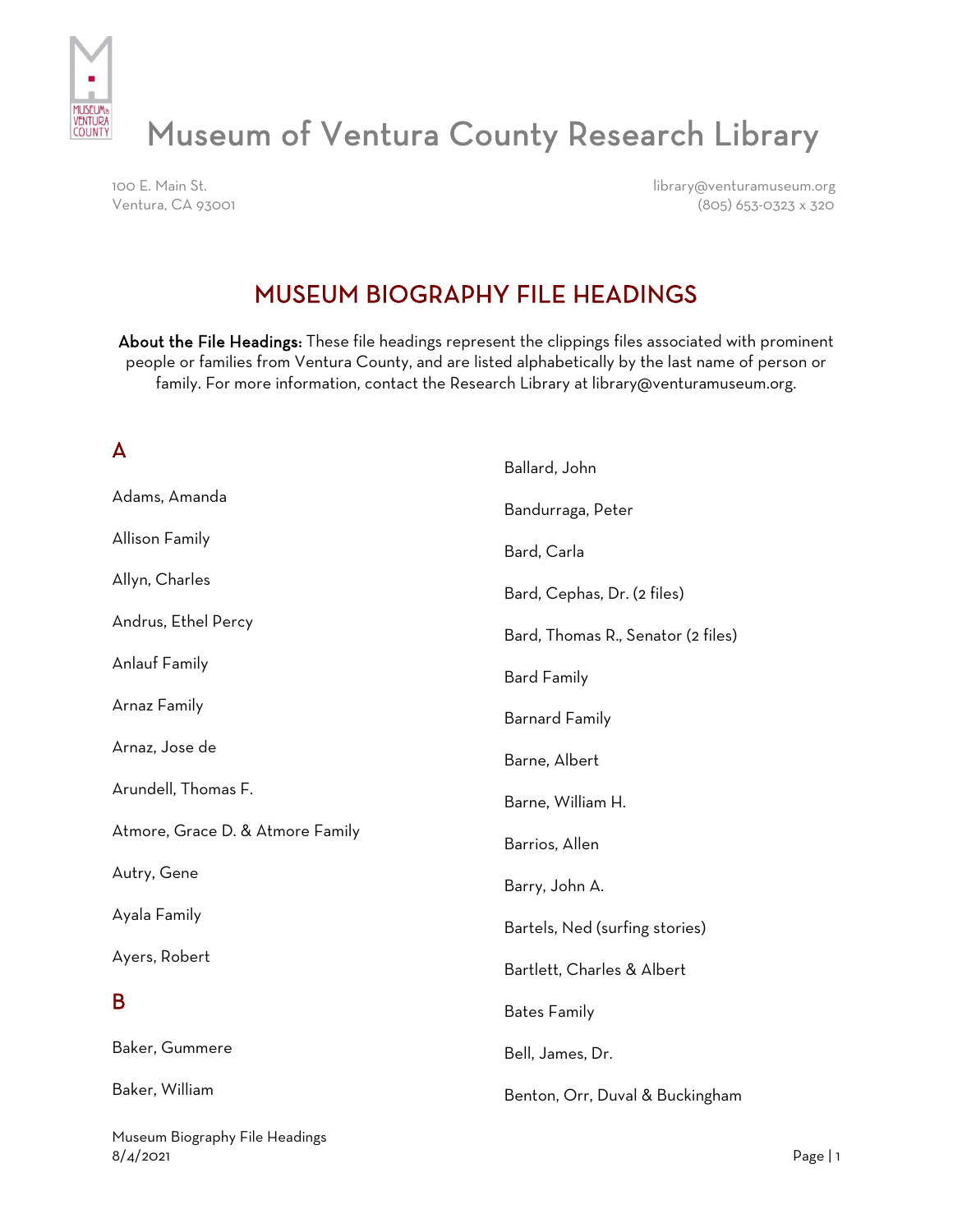# Museum of Ventura County Research Library

100 E. Main St.
Ventura, CA 93001

library@venturamuseum.org
(805) 653-0323 x 320

## MUSEUM BIOGRAPHY FILE HEADINGS

**About the File Headings:** These file headings represent the clippings files associated with prominent people or families from Ventura County, and are listed alphabetically by the last name of person or family. For more information, contact the Research Library at library@venturamuseum.org.

### A

Adams, Amanda

Allison Family

Allyn, Charles

Andrus, Ethel Percy

Anlauf Family

Arnaz Family

Arnaz, Jose de

Arundell, Thomas F.

Atmore, Grace D. & Atmore Family

Autry, Gene

Ayala Family

Ayers, Robert

### B

Baker, Gummere

Baker, William

Ballard, John

Bandurraga, Peter

Bard, Carla

Bard, Cephas, Dr. (2 files)

Bard, Thomas R., Senator (2 files)

Bard Family

Barnard Family

Barne, Albert

Barne, William H.

Barrios, Allen

Barry, John A.

Bartels, Ned (surfing stories)

Bartlett, Charles & Albert

Bates Family

Bell, James, Dr.

Benton, Orr, Duval & Buckingham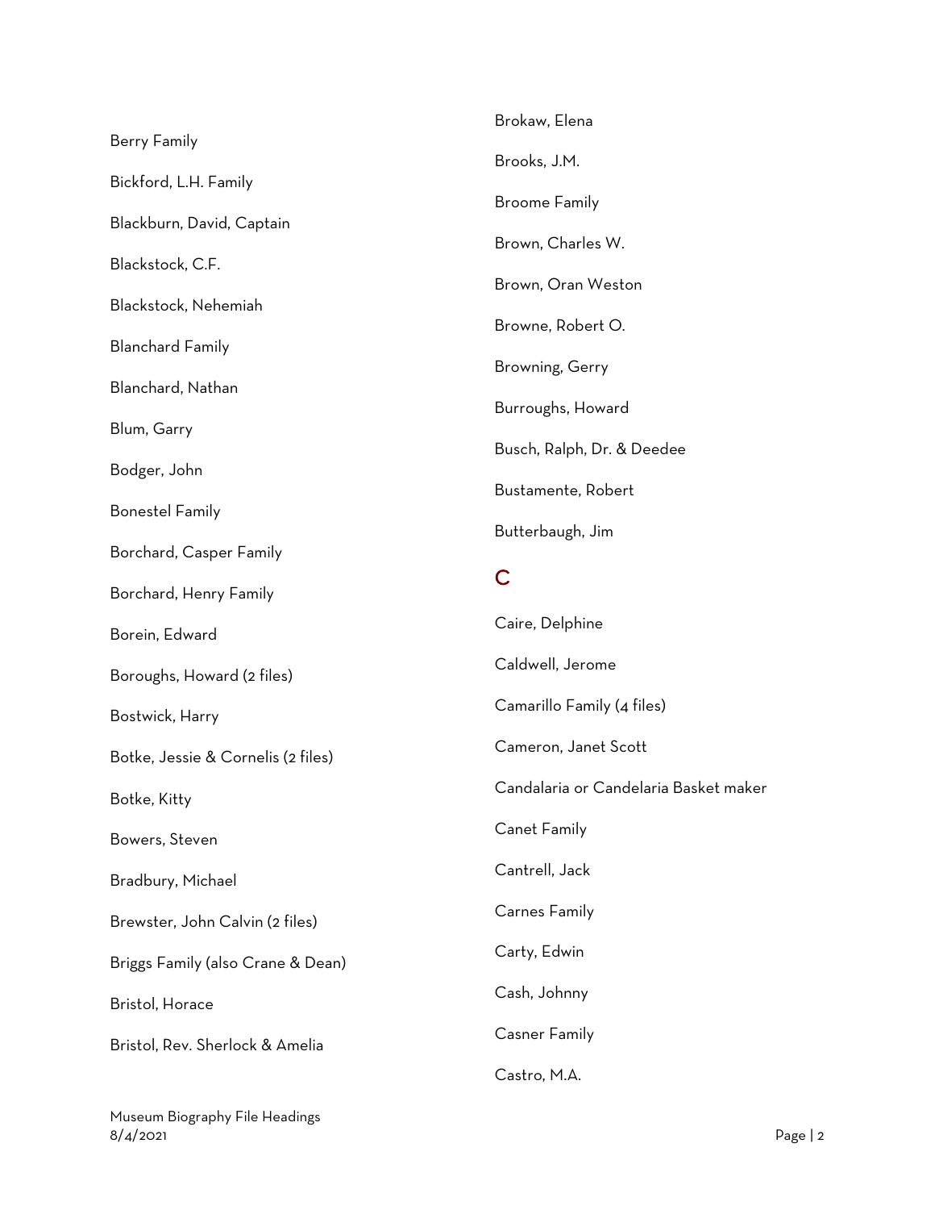Berry Family

Bickford, L.H. Family

Blackburn, David, Captain

Blackstock, C.F.

Blackstock, Nehemiah

Blanchard Family

Blanchard, Nathan

Blum, Garry

Bodger, John

Bonestel Family

Borchard, Casper Family

Borchard, Henry Family

Borein, Edward

Boroughs, Howard (2 files)

Bostwick, Harry

Botke, Jessie & Cornelis (2 files)

Botke, Kitty

Bowers, Steven

Bradbury, Michael

Brewster, John Calvin (2 files)

Briggs Family (also Crane & Dean)

Bristol, Horace

Bristol, Rev. Sherlock & Amelia

Brokaw, Elena

Brooks, J.M.

Broome Family

Brown, Charles W.

Brown, Oran Weston

Browne, Robert O.

Browning, Gerry

Burroughs, Howard

Busch, Ralph, Dr. & Deedee

Bustamente, Robert

Butterbaugh, Jim

## C

Caire, Delphine

Caldwell, Jerome

Camarillo Family (4 files)

Cameron, Janet Scott

Candalaria or Candelaria Basket maker

Canet Family

Cantrell, Jack

Carnes Family

Carty, Edwin

Cash, Johnny

Casner Family

Castro, M.A.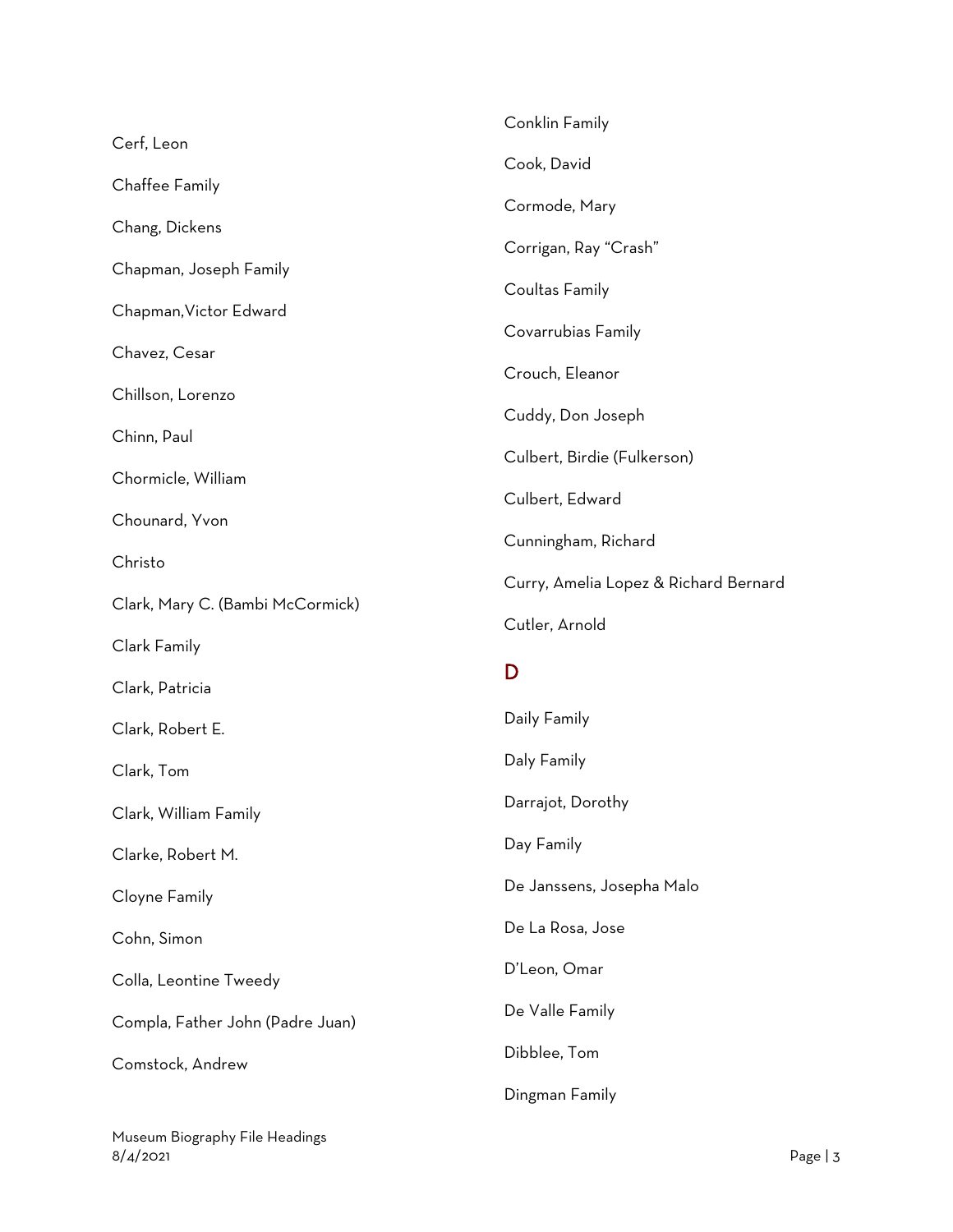Cerf, Leon

Chaffee Family

Chang, Dickens

Chapman, Joseph Family

Chapman,Victor Edward

Chavez, Cesar

Chillson, Lorenzo

Chinn, Paul

Chormicle, William

Chounard, Yvon

Christo

Clark, Mary C. (Bambi McCormick)

Clark Family

Clark, Patricia

Clark, Robert E.

Clark, Tom

Clark, William Family

Clarke, Robert M.

Cloyne Family

Cohn, Simon

Colla, Leontine Tweedy

Compla, Father John (Padre Juan)

Comstock, Andrew

Conklin Family

Cook, David

Cormode, Mary

Corrigan, Ray "Crash"

Coultas Family

Covarrubias Family

Crouch, Eleanor

Cuddy, Don Joseph

Culbert, Birdie (Fulkerson)

Culbert, Edward

Cunningham, Richard

Curry, Amelia Lopez & Richard Bernard

Cutler, Arnold

## D

Daily Family

Daly Family

Darrajot, Dorothy

Day Family

De Janssens, Josepha Malo

De La Rosa, Jose

D'Leon, Omar

De Valle Family

Dibblee, Tom

Dingman Family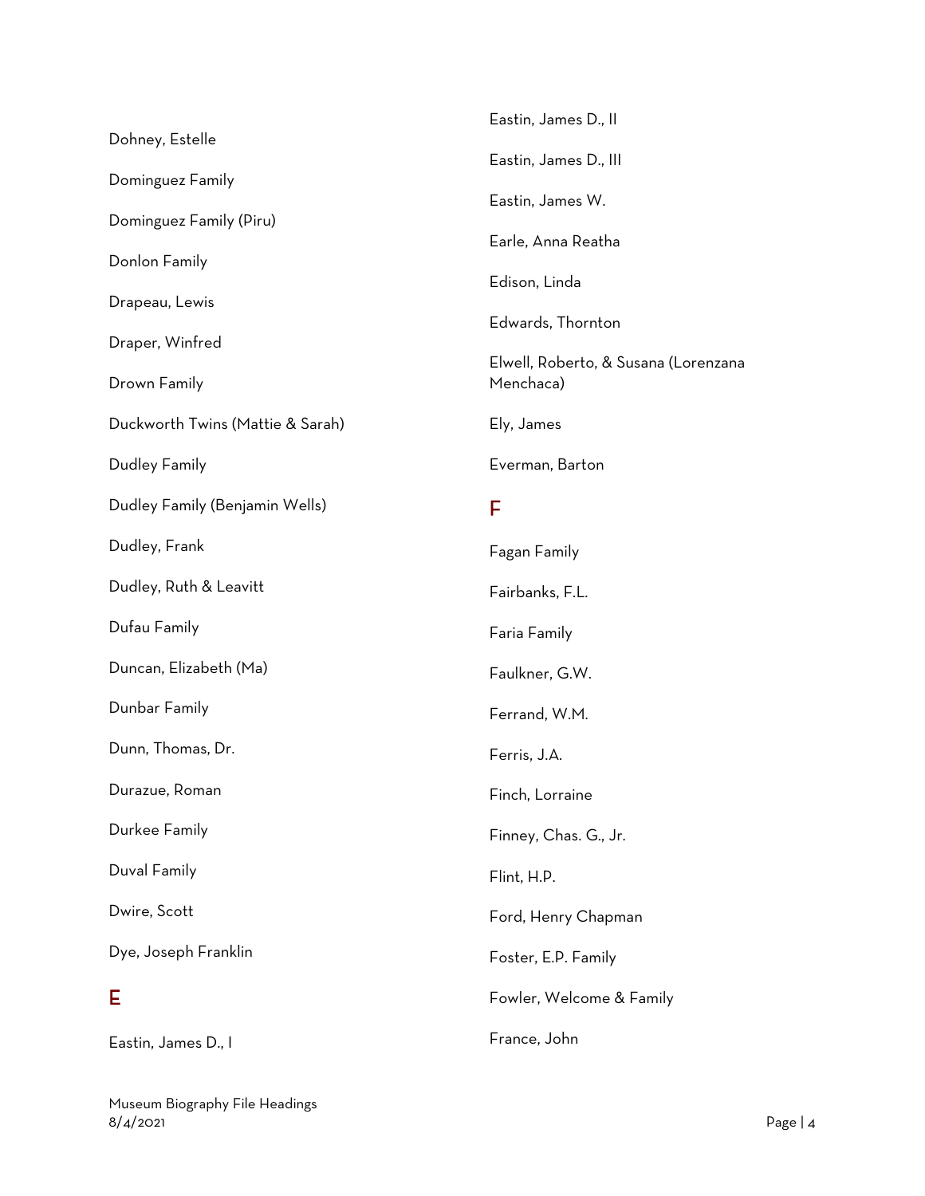Dohney, Estelle

Dominguez Family

Dominguez Family (Piru)

Donlon Family

Drapeau, Lewis

Draper, Winfred

Drown Family

Duckworth Twins (Mattie & Sarah)

Dudley Family

Dudley Family (Benjamin Wells)

Dudley, Frank

Dudley, Ruth & Leavitt

Dufau Family

Duncan, Elizabeth (Ma)

Dunbar Family

Dunn, Thomas, Dr.

Durazue, Roman

Durkee Family

Duval Family

Dwire, Scott

Dye, Joseph Franklin

## E

Eastin, James D., I

Eastin, James D., II

Eastin, James D., III

Eastin, James W.

Earle, Anna Reatha

Edison, Linda

Edwards, Thornton

Elwell, Roberto, & Susana (Lorenzana Menchaca)

Ely, James

Everman, Barton

## F

Fagan Family

Fairbanks, F.L.

Faria Family

Faulkner, G.W.

Ferrand, W.M.

Ferris, J.A.

Finch, Lorraine

Finney, Chas. G., Jr.

Flint, H.P.

Ford, Henry Chapman

Foster, E.P. Family

Fowler, Welcome & Family

France, John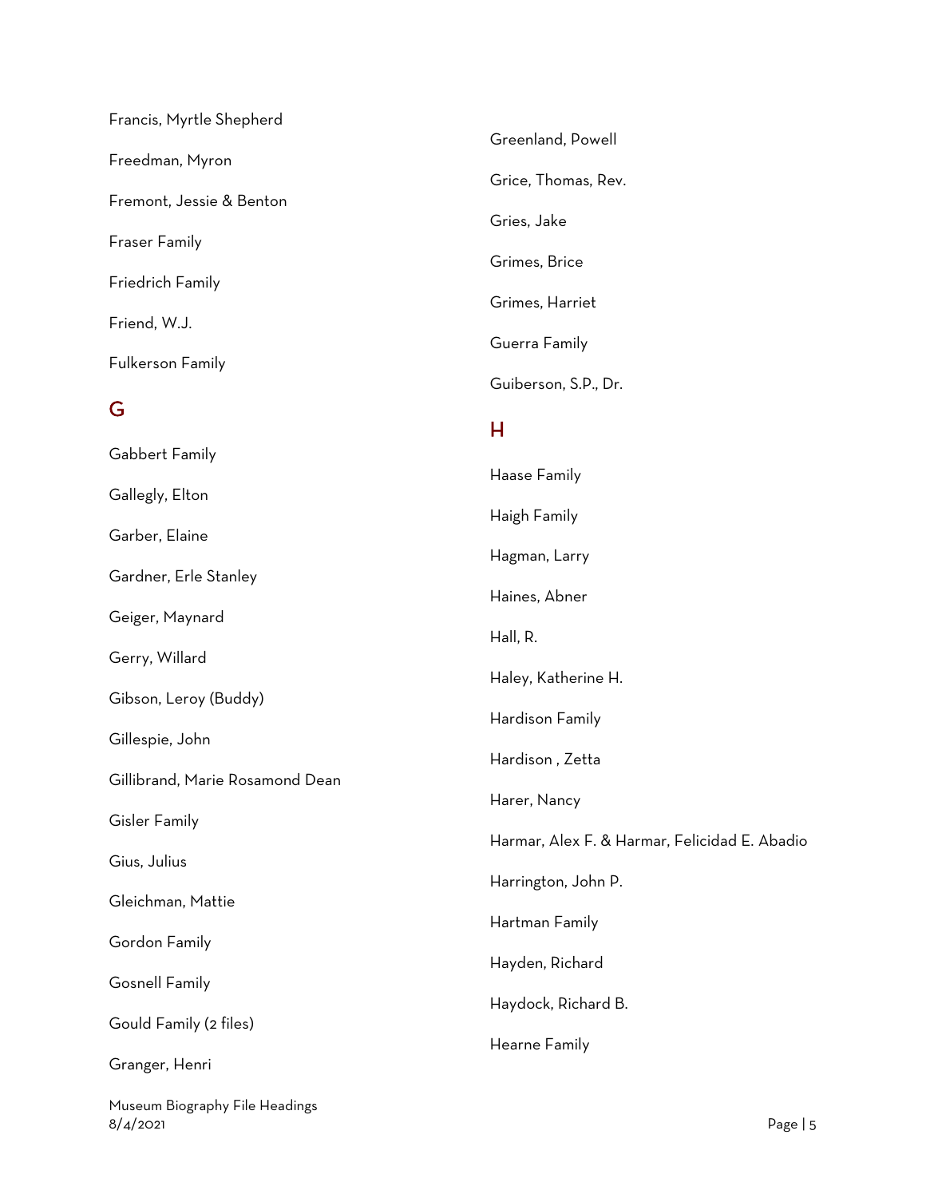Francis, Myrtle Shepherd

Freedman, Myron

Fremont, Jessie & Benton

Fraser Family

Friedrich Family

Friend, W.J.

Fulkerson Family

## G

Gabbert Family

Gallegly, Elton

Garber, Elaine

Gardner, Erle Stanley

Geiger, Maynard

Gerry, Willard

Gibson, Leroy (Buddy)

Gillespie, John

Gillibrand, Marie Rosamond Dean

Gisler Family

Gius, Julius

Gleichman, Mattie

Gordon Family

Gosnell Family

Gould Family (2 files)

Granger, Henri

Greenland, Powell

Grice, Thomas, Rev.

Gries, Jake

Grimes, Brice

Grimes, Harriet

Guerra Family

Guiberson, S.P., Dr.

## H

Haase Family

Haigh Family

Hagman, Larry

Haines, Abner

Hall, R.

Haley, Katherine H.

Hardison Family

Hardison , Zetta

Harer, Nancy

Harmar, Alex F. & Harmar, Felicidad E. Abadio

Harrington, John P.

Hartman Family

Hayden, Richard

Haydock, Richard B.

Hearne Family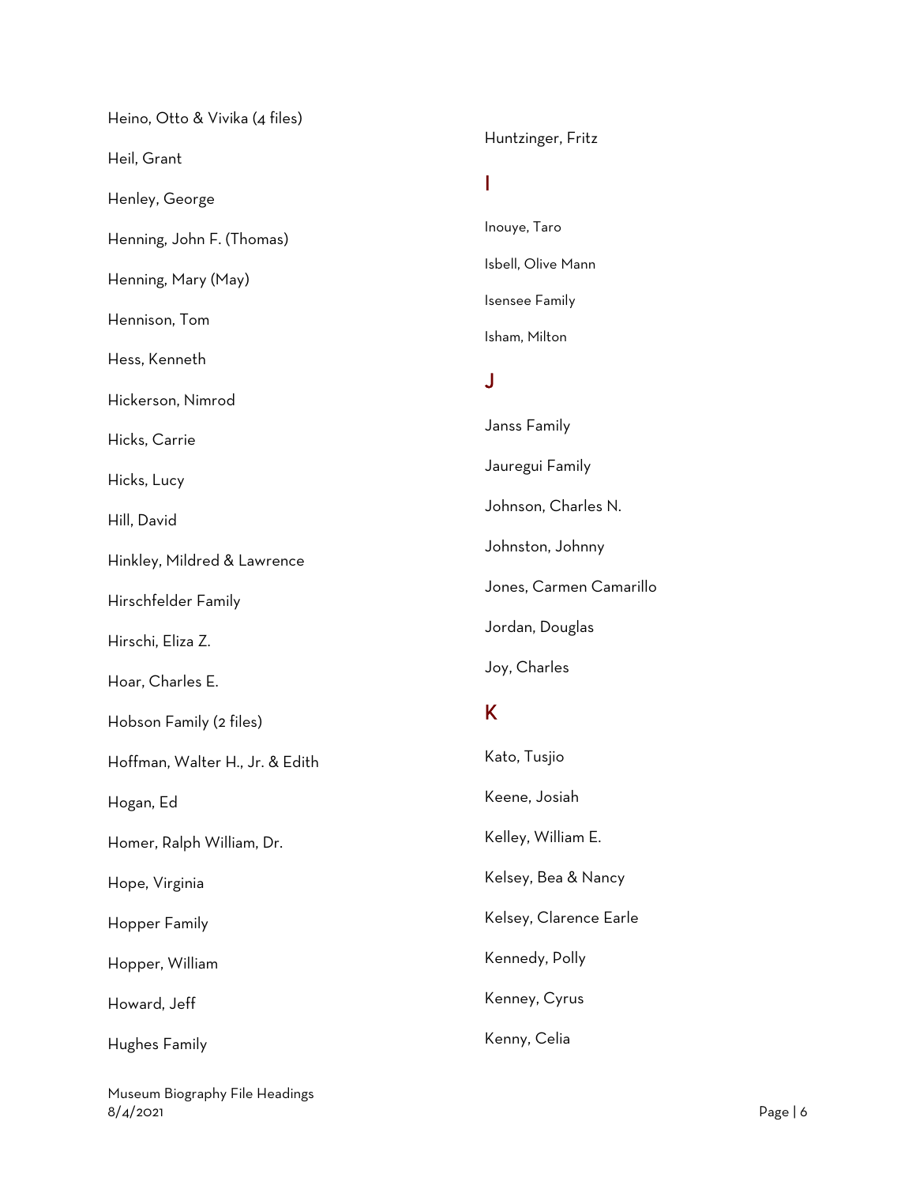Heino, Otto & Vivika (4 files)

Heil, Grant

Henley, George

Henning, John F. (Thomas)

Henning, Mary (May)

Hennison, Tom

Hess, Kenneth

Hickerson, Nimrod

Hicks, Carrie

Hicks, Lucy

Hill, David

Hinkley, Mildred & Lawrence

Hirschfelder Family

Hirschi, Eliza Z.

Hoar, Charles E.

Hobson Family (2 files)

Hoffman, Walter H., Jr. & Edith

Hogan, Ed

Homer, Ralph William, Dr.

Hope, Virginia

Hopper Family

Hopper, William

Howard, Jeff

Hughes Family

Huntzinger, Fritz

## I

Inouye, Taro

Isbell, Olive Mann

Isensee Family

Isham, Milton

## J

Janss Family

Jauregui Family

Johnson, Charles N.

Johnston, Johnny

Jones, Carmen Camarillo

Jordan, Douglas

Joy, Charles

## K

Kato, Tusjio

Keene, Josiah

Kelley, William E.

Kelsey, Bea & Nancy

Kelsey, Clarence Earle

Kennedy, Polly

Kenney, Cyrus

Kenny, Celia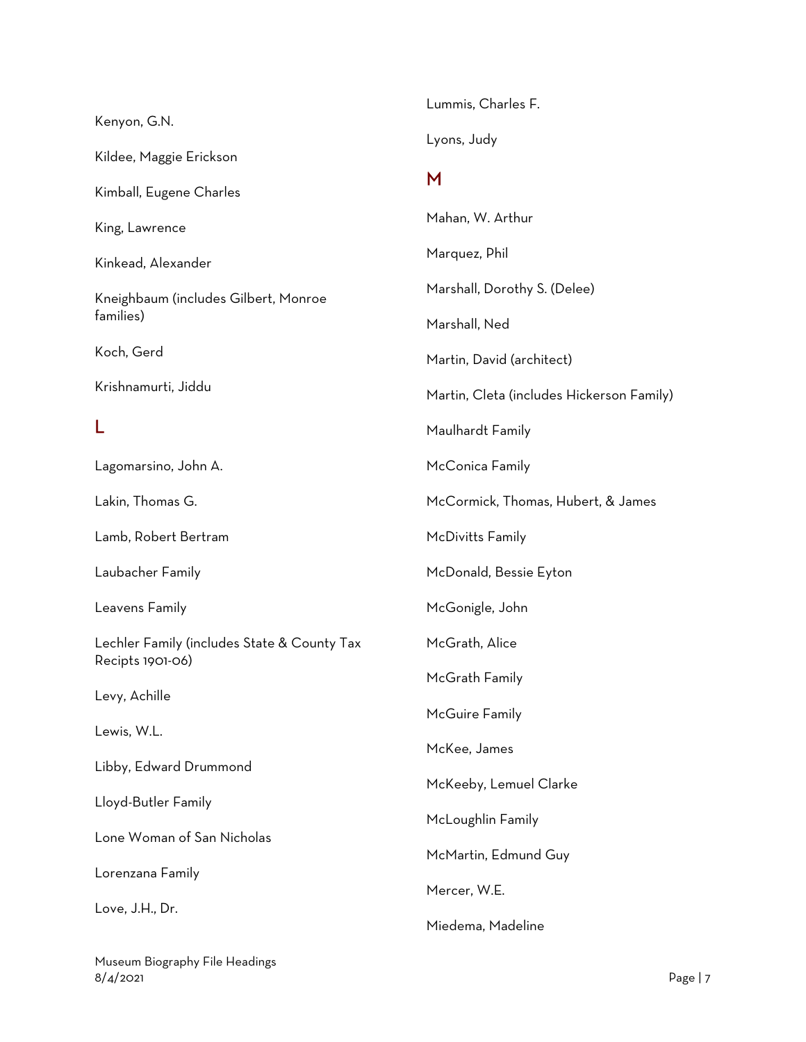Kenyon, G.N.

Kildee, Maggie Erickson

Kimball, Eugene Charles

King, Lawrence

Kinkead, Alexander

Kneighbaum (includes Gilbert, Monroe families)

Koch, Gerd

Krishnamurti, Jiddu

## L

Lagomarsino, John A.

Lakin, Thomas G.

Lamb, Robert Bertram

Laubacher Family

Leavens Family

Lechler Family (includes State & County Tax Recipts 1901-06)

Levy, Achille

Lewis, W.L.

Libby, Edward Drummond

Lloyd-Butler Family

Lone Woman of San Nicholas

Lorenzana Family

Love, J.H., Dr.

Lummis, Charles F.

Lyons, Judy

## M

Mahan, W. Arthur

Marquez, Phil

Marshall, Dorothy S. (Delee)

Marshall, Ned

Martin, David (architect)

Martin, Cleta (includes Hickerson Family)

Maulhardt Family

McConica Family

McCormick, Thomas, Hubert, & James

McDivitts Family

McDonald, Bessie Eyton

McGonigle, John

McGrath, Alice

McGrath Family

McGuire Family

McKee, James

McKeeby, Lemuel Clarke

McLoughlin Family

McMartin, Edmund Guy

Mercer, W.E.

Miedema, Madeline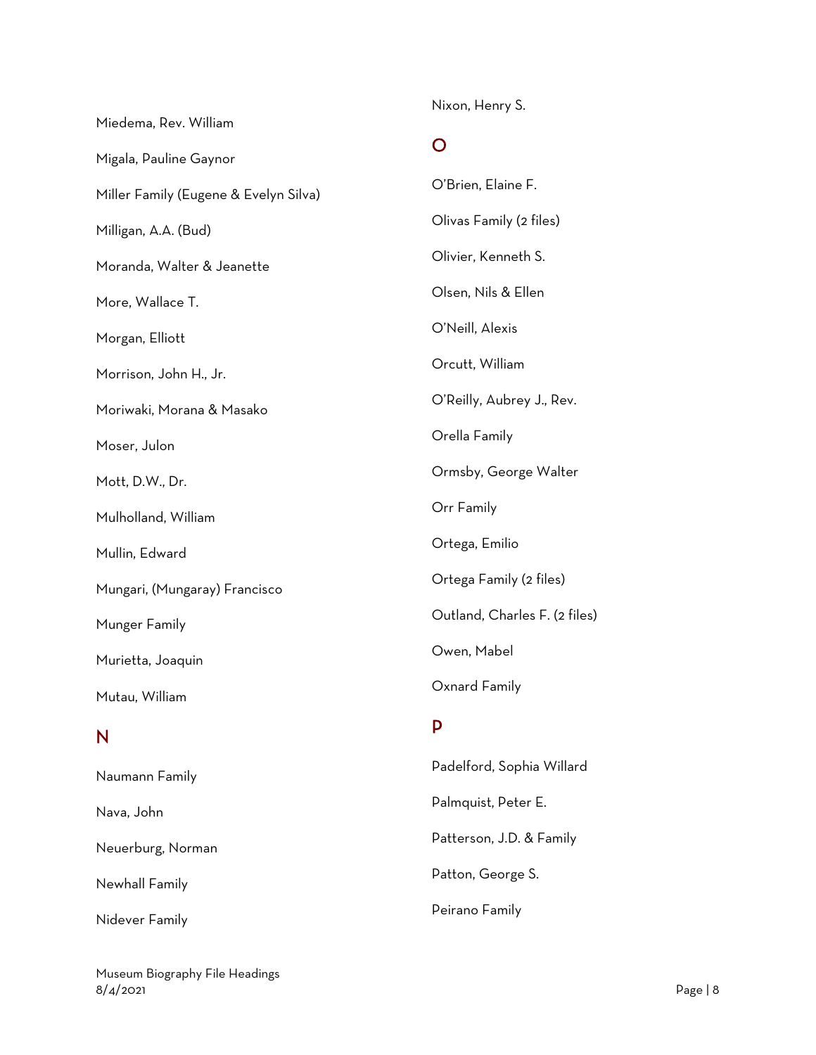Miedema, Rev. William

Migala, Pauline Gaynor

Miller Family (Eugene & Evelyn Silva)

Milligan, A.A. (Bud)

Moranda, Walter & Jeanette

More, Wallace T.

Morgan, Elliott

Morrison, John H., Jr.

Moriwaki, Morana & Masako

Moser, Julon

Mott, D.W., Dr.

Mulholland, William

Mullin, Edward

Mungari, (Mungaray) Francisco

Munger Family

Murietta, Joaquin

Mutau, William

## N

Naumann Family

Nava, John

Neuerburg, Norman

Newhall Family

Nidever Family

Nixon, Henry S.

## O

O'Brien, Elaine F.

Olivas Family (2 files)

Olivier, Kenneth S.

Olsen, Nils & Ellen

O'Neill, Alexis

Orcutt, William

O'Reilly, Aubrey J., Rev.

Orella Family

Ormsby, George Walter

Orr Family

Ortega, Emilio

Ortega Family (2 files)

Outland, Charles F. (2 files)

Owen, Mabel

Oxnard Family

## P

Padelford, Sophia Willard

Palmquist, Peter E.

Patterson, J.D. & Family

Patton, George S.

Peirano Family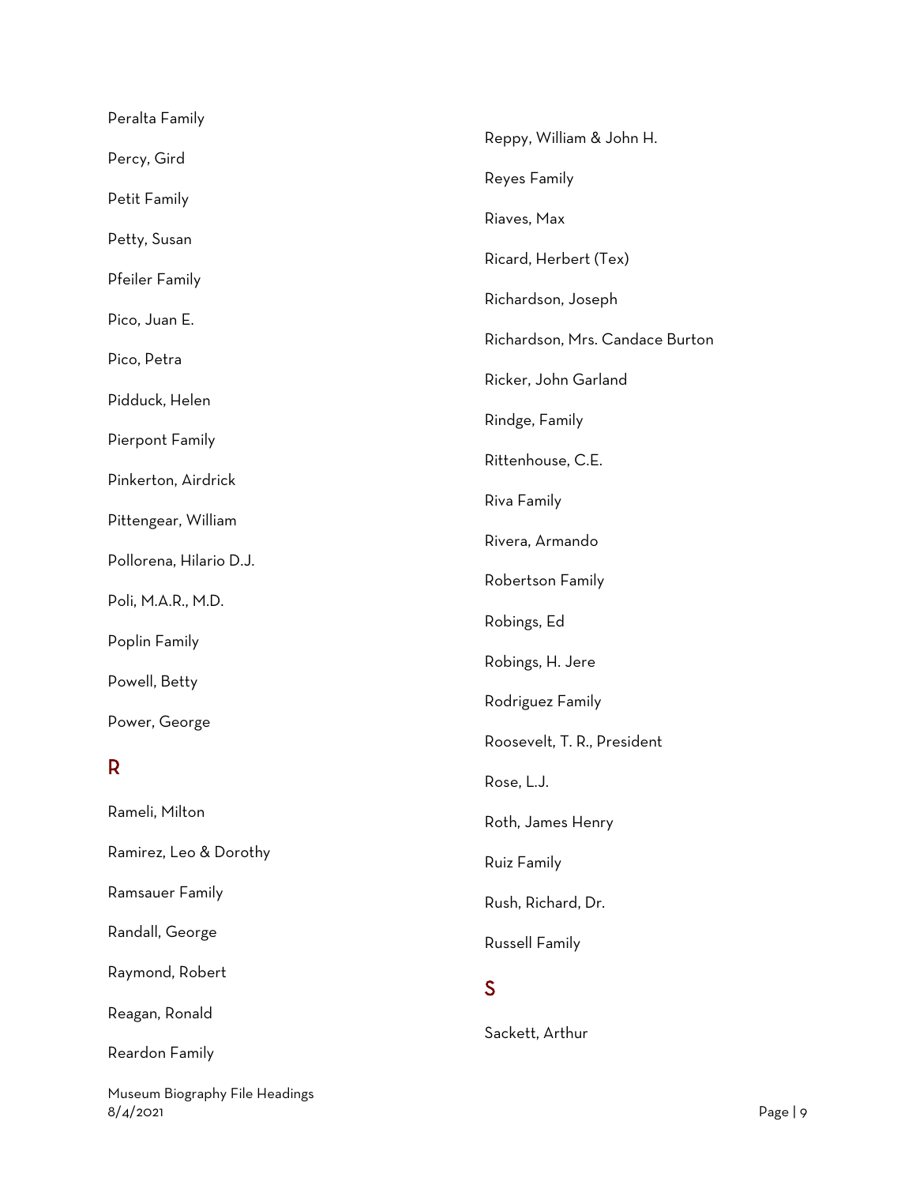Peralta Family

Percy, Gird

Petit Family

Petty, Susan

Pfeiler Family

Pico, Juan E.

Pico, Petra

Pidduck, Helen

Pierpont Family

Pinkerton, Airdrick

Pittengear, William

Pollorena, Hilario D.J.

Poli, M.A.R., M.D.

Poplin Family

Powell, Betty

Power, George

## R

Rameli, Milton

Ramirez, Leo & Dorothy

Ramsauer Family

Randall, George

Raymond, Robert

Reagan, Ronald

Reardon Family

Reppy, William & John H.

Reyes Family

Riaves, Max

Ricard, Herbert (Tex)

Richardson, Joseph

Richardson, Mrs. Candace Burton

Ricker, John Garland

Rindge, Family

Rittenhouse, C.E.

Riva Family

Rivera, Armando

Robertson Family

Robings, Ed

Robings, H. Jere

Rodriguez Family

Roosevelt, T. R., President

Rose, L.J.

Roth, James Henry

Ruiz Family

Rush, Richard, Dr.

Russell Family

## S

Sackett, Arthur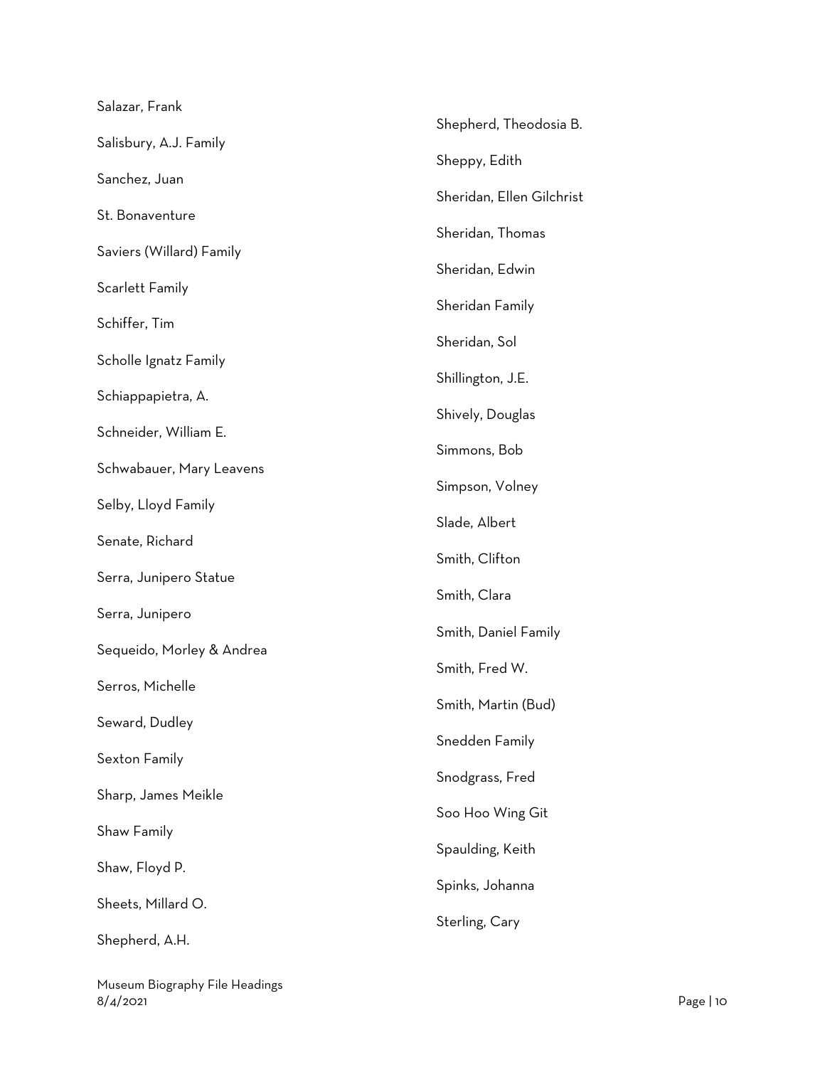Salazar, Frank

Salisbury, A.J. Family

Sanchez, Juan

St. Bonaventure

Saviers (Willard) Family

Scarlett Family

Schiffer, Tim

Scholle Ignatz Family

Schiappapietra, A.

Schneider, William E.

Schwabauer, Mary Leavens

Selby, Lloyd Family

Senate, Richard

Serra, Junipero Statue

Serra, Junipero

Sequeido, Morley & Andrea

Serros, Michelle

Seward, Dudley

Sexton Family

Sharp, James Meikle

Shaw Family

Shaw, Floyd P.

Sheets, Millard O.

Shepherd, A.H.

Shepherd, Theodosia B.

Sheppy, Edith

Sheridan, Ellen Gilchrist

Sheridan, Thomas

Sheridan, Edwin

Sheridan Family

Sheridan, Sol

Shillington, J.E.

Shively, Douglas

Simmons, Bob

Simpson, Volney

Slade, Albert

Smith, Clifton

Smith, Clara

Smith, Daniel Family

Smith, Fred W.

Smith, Martin (Bud)

Snedden Family

Snodgrass, Fred

Soo Hoo Wing Git

Spaulding, Keith

Spinks, Johanna

Sterling, Cary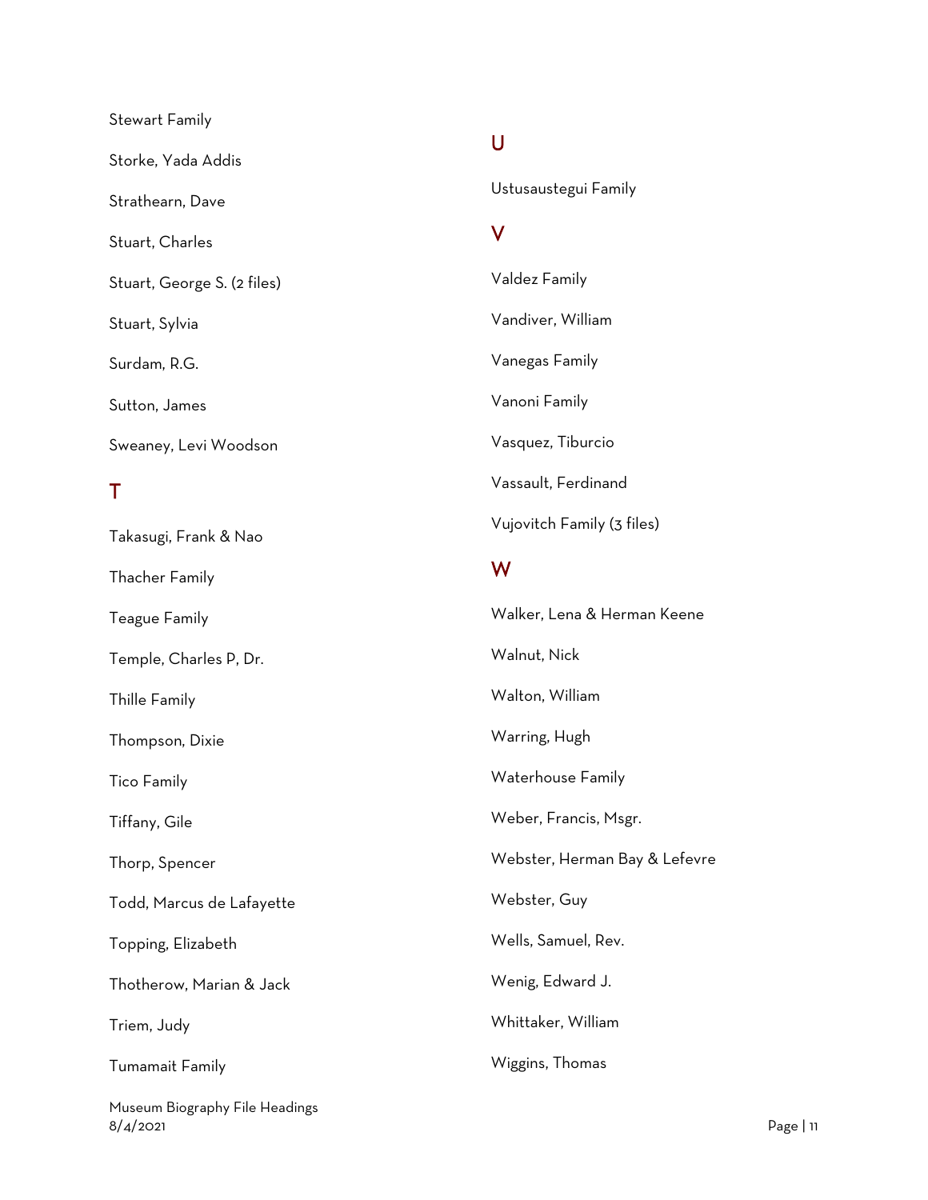Stewart Family

Storke, Yada Addis

Strathearn, Dave

Stuart, Charles

Stuart, George S. (2 files)

Stuart, Sylvia

Surdam, R.G.

Sutton, James

Sweaney, Levi Woodson

## T

Takasugi, Frank & Nao

Thacher Family

Teague Family

Temple, Charles P, Dr.

Thille Family

Thompson, Dixie

Tico Family

Tiffany, Gile

Thorp, Spencer

Todd, Marcus de Lafayette

Topping, Elizabeth

Thotherow, Marian & Jack

Triem, Judy

Tumamait Family

## U

Ustusaustegui Family

## V

Valdez Family

Vandiver, William

Vanegas Family

Vanoni Family

Vasquez, Tiburcio

Vassault, Ferdinand

Vujovitch Family (3 files)

## W

Walker, Lena & Herman Keene

Walnut, Nick

Walton, William

Warring, Hugh

Waterhouse Family

Weber, Francis, Msgr.

Webster, Herman Bay & Lefevre

Webster, Guy

Wells, Samuel, Rev.

Wenig, Edward J.

Whittaker, William

Wiggins, Thomas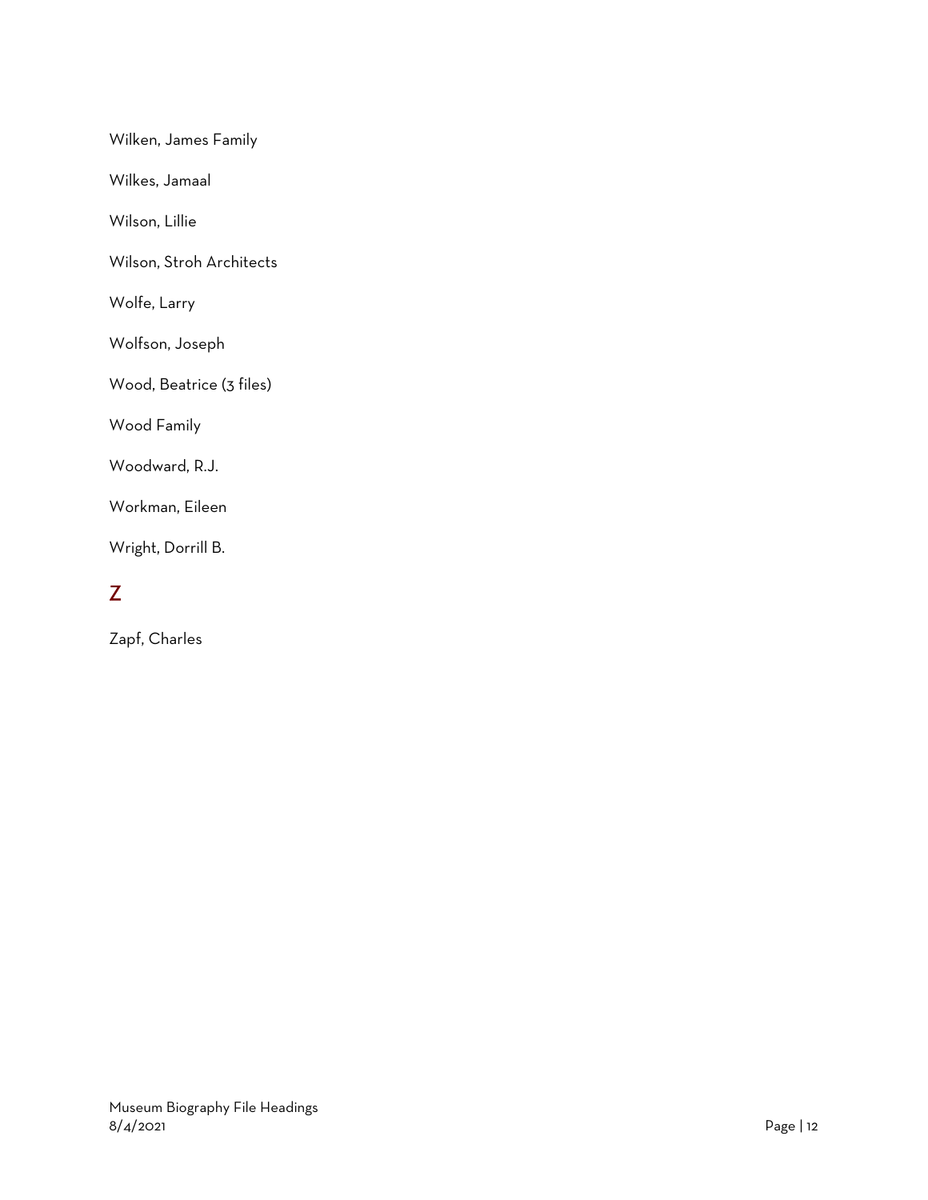Wilken, James Family

Wilkes, Jamaal

Wilson, Lillie

Wilson, Stroh Architects

Wolfe, Larry

Wolfson, Joseph

Wood, Beatrice (3 files)

Wood Family

Woodward, R.J.

Workman, Eileen

Wright, Dorrill B.

## Z

Zapf, Charles